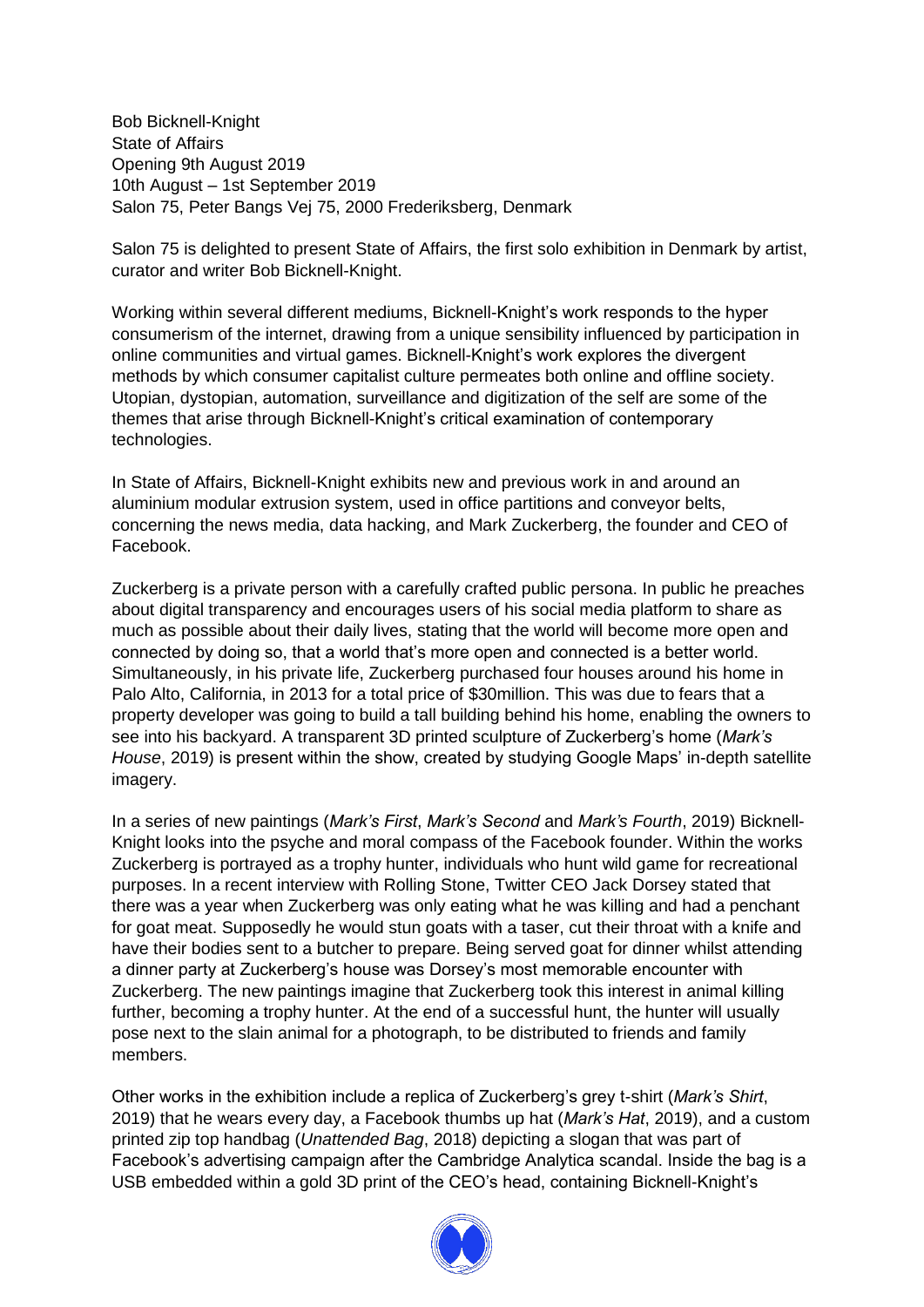Bob Bicknell-Knight
State of Affairs
Opening 9th August 2019
10th August – 1st September 2019
Salon 75, Peter Bangs Vej 75, 2000 Frederiksberg, Denmark

Salon 75 is delighted to present State of Affairs, the first solo exhibition in Denmark by artist, curator and writer Bob Bicknell-Knight.

Working within several different mediums, Bicknell-Knight's work responds to the hyper consumerism of the internet, drawing from a unique sensibility influenced by participation in online communities and virtual games. Bicknell-Knight's work explores the divergent methods by which consumer capitalist culture permeates both online and offline society. Utopian, dystopian, automation, surveillance and digitization of the self are some of the themes that arise through Bicknell-Knight's critical examination of contemporary technologies.

In State of Affairs, Bicknell-Knight exhibits new and previous work in and around an aluminium modular extrusion system, used in office partitions and conveyor belts, concerning the news media, data hacking, and Mark Zuckerberg, the founder and CEO of Facebook.

Zuckerberg is a private person with a carefully crafted public persona. In public he preaches about digital transparency and encourages users of his social media platform to share as much as possible about their daily lives, stating that the world will become more open and connected by doing so, that a world that's more open and connected is a better world. Simultaneously, in his private life, Zuckerberg purchased four houses around his home in Palo Alto, California, in 2013 for a total price of $30million. This was due to fears that a property developer was going to build a tall building behind his home, enabling the owners to see into his backyard. A transparent 3D printed sculpture of Zuckerberg's home (*Mark's House*, 2019) is present within the show, created by studying Google Maps' in-depth satellite imagery.

In a series of new paintings (*Mark's First*, *Mark's Second* and *Mark's Fourth*, 2019) Bicknell-Knight looks into the psyche and moral compass of the Facebook founder. Within the works Zuckerberg is portrayed as a trophy hunter, individuals who hunt wild game for recreational purposes. In a recent interview with Rolling Stone, Twitter CEO Jack Dorsey stated that there was a year when Zuckerberg was only eating what he was killing and had a penchant for goat meat. Supposedly he would stun goats with a taser, cut their throat with a knife and have their bodies sent to a butcher to prepare. Being served goat for dinner whilst attending a dinner party at Zuckerberg's house was Dorsey's most memorable encounter with Zuckerberg. The new paintings imagine that Zuckerberg took this interest in animal killing further, becoming a trophy hunter. At the end of a successful hunt, the hunter will usually pose next to the slain animal for a photograph, to be distributed to friends and family members.

Other works in the exhibition include a replica of Zuckerberg's grey t-shirt (*Mark's Shirt*, 2019) that he wears every day, a Facebook thumbs up hat (*Mark's Hat*, 2019), and a custom printed zip top handbag (*Unattended Bag*, 2018) depicting a slogan that was part of Facebook's advertising campaign after the Cambridge Analytica scandal. Inside the bag is a USB embedded within a gold 3D print of the CEO's head, containing Bicknell-Knight's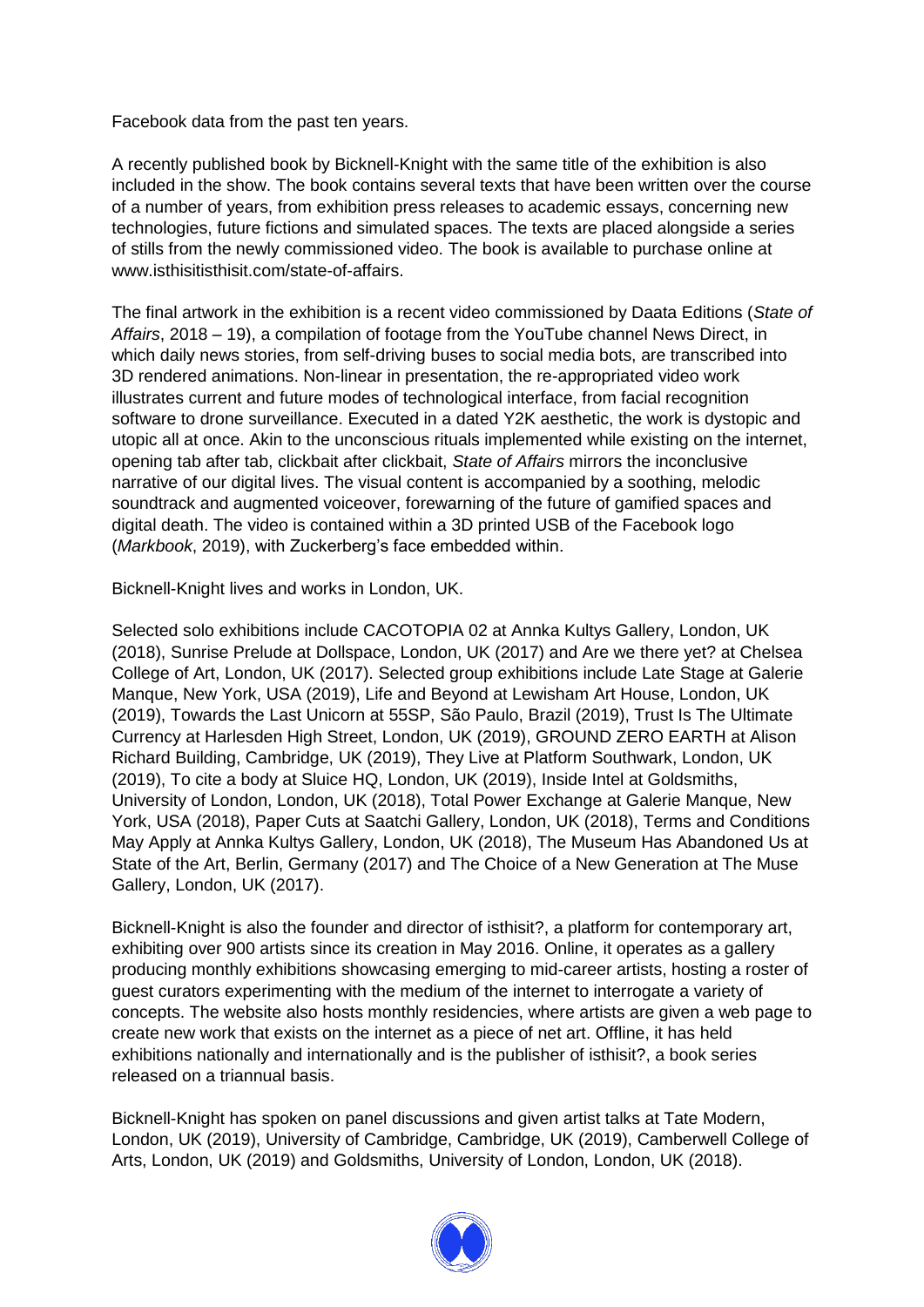Facebook data from the past ten years.

A recently published book by Bicknell-Knight with the same title of the exhibition is also included in the show. The book contains several texts that have been written over the course of a number of years, from exhibition press releases to academic essays, concerning new technologies, future fictions and simulated spaces. The texts are placed alongside a series of stills from the newly commissioned video. The book is available to purchase online at www.isthisitisthisit.com/state-of-affairs.

The final artwork in the exhibition is a recent video commissioned by Daata Editions (*State of Affairs*, 2018 – 19), a compilation of footage from the YouTube channel News Direct, in which daily news stories, from self-driving buses to social media bots, are transcribed into 3D rendered animations. Non-linear in presentation, the re-appropriated video work illustrates current and future modes of technological interface, from facial recognition software to drone surveillance. Executed in a dated Y2K aesthetic, the work is dystopic and utopic all at once. Akin to the unconscious rituals implemented while existing on the internet, opening tab after tab, clickbait after clickbait, *State of Affairs* mirrors the inconclusive narrative of our digital lives. The visual content is accompanied by a soothing, melodic soundtrack and augmented voiceover, forewarning of the future of gamified spaces and digital death. The video is contained within a 3D printed USB of the Facebook logo (*Markbook*, 2019), with Zuckerberg's face embedded within.

Bicknell-Knight lives and works in London, UK.

Selected solo exhibitions include CACOTOPIA 02 at Annka Kultys Gallery, London, UK (2018), Sunrise Prelude at Dollspace, London, UK (2017) and Are we there yet? at Chelsea College of Art, London, UK (2017). Selected group exhibitions include Late Stage at Galerie Manque, New York, USA (2019), Life and Beyond at Lewisham Art House, London, UK (2019), Towards the Last Unicorn at 55SP, São Paulo, Brazil (2019), Trust Is The Ultimate Currency at Harlesden High Street, London, UK (2019), GROUND ZERO EARTH at Alison Richard Building, Cambridge, UK (2019), They Live at Platform Southwark, London, UK (2019), To cite a body at Sluice HQ, London, UK (2019), Inside Intel at Goldsmiths, University of London, London, UK (2018), Total Power Exchange at Galerie Manque, New York, USA (2018), Paper Cuts at Saatchi Gallery, London, UK (2018), Terms and Conditions May Apply at Annka Kultys Gallery, London, UK (2018), The Museum Has Abandoned Us at State of the Art, Berlin, Germany (2017) and The Choice of a New Generation at The Muse Gallery, London, UK (2017).

Bicknell-Knight is also the founder and director of isthisit?, a platform for contemporary art, exhibiting over 900 artists since its creation in May 2016. Online, it operates as a gallery producing monthly exhibitions showcasing emerging to mid-career artists, hosting a roster of guest curators experimenting with the medium of the internet to interrogate a variety of concepts. The website also hosts monthly residencies, where artists are given a web page to create new work that exists on the internet as a piece of net art. Offline, it has held exhibitions nationally and internationally and is the publisher of isthisit?, a book series released on a triannual basis.

Bicknell-Knight has spoken on panel discussions and given artist talks at Tate Modern, London, UK (2019), University of Cambridge, Cambridge, UK (2019), Camberwell College of Arts, London, UK (2019) and Goldsmiths, University of London, London, UK (2018).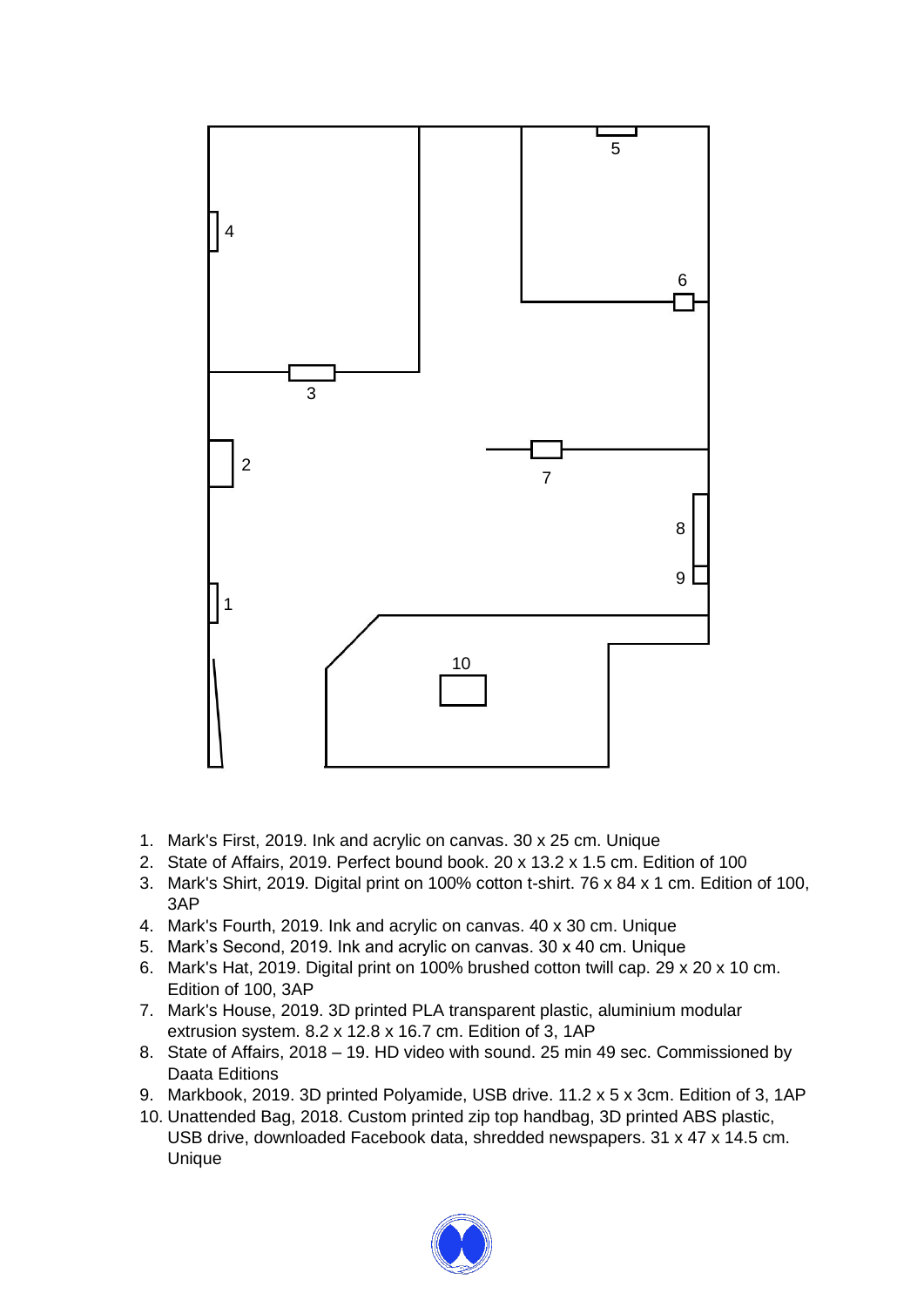5

4

6

3

2

7

8

9

1

10

1. Mark's First, 2019. Ink and acrylic on canvas. 30 x 25 cm. Unique
2. State of Affairs, 2019. Perfect bound book. 20 x 13.2 x 1.5 cm. Edition of 100
3. Mark's Shirt, 2019. Digital print on 100% cotton t-shirt. 76 x 84 x 1 cm. Edition of 100, 3AP
4. Mark's Fourth, 2019. Ink and acrylic on canvas. 40 x 30 cm. Unique
5. Mark’s Second, 2019. Ink and acrylic on canvas. 30 x 40 cm. Unique
6. Mark's Hat, 2019. Digital print on 100% brushed cotton twill cap. 29 x 20 x 10 cm. Edition of 100, 3AP
7. Mark's House, 2019. 3D printed PLA transparent plastic, aluminium modular extrusion system. 8.2 x 12.8 x 16.7 cm. Edition of 3, 1AP
8. State of Affairs, 2018 – 19. HD video with sound. 25 min 49 sec. Commissioned by Daata Editions
9. Markbook, 2019. 3D printed Polyamide, USB drive. 11.2 x 5 x 3cm. Edition of 3, 1AP
10. Unattended Bag, 2018. Custom printed zip top handbag, 3D printed ABS plastic, USB drive, downloaded Facebook data, shredded newspapers. 31 x 47 x 14.5 cm. Unique